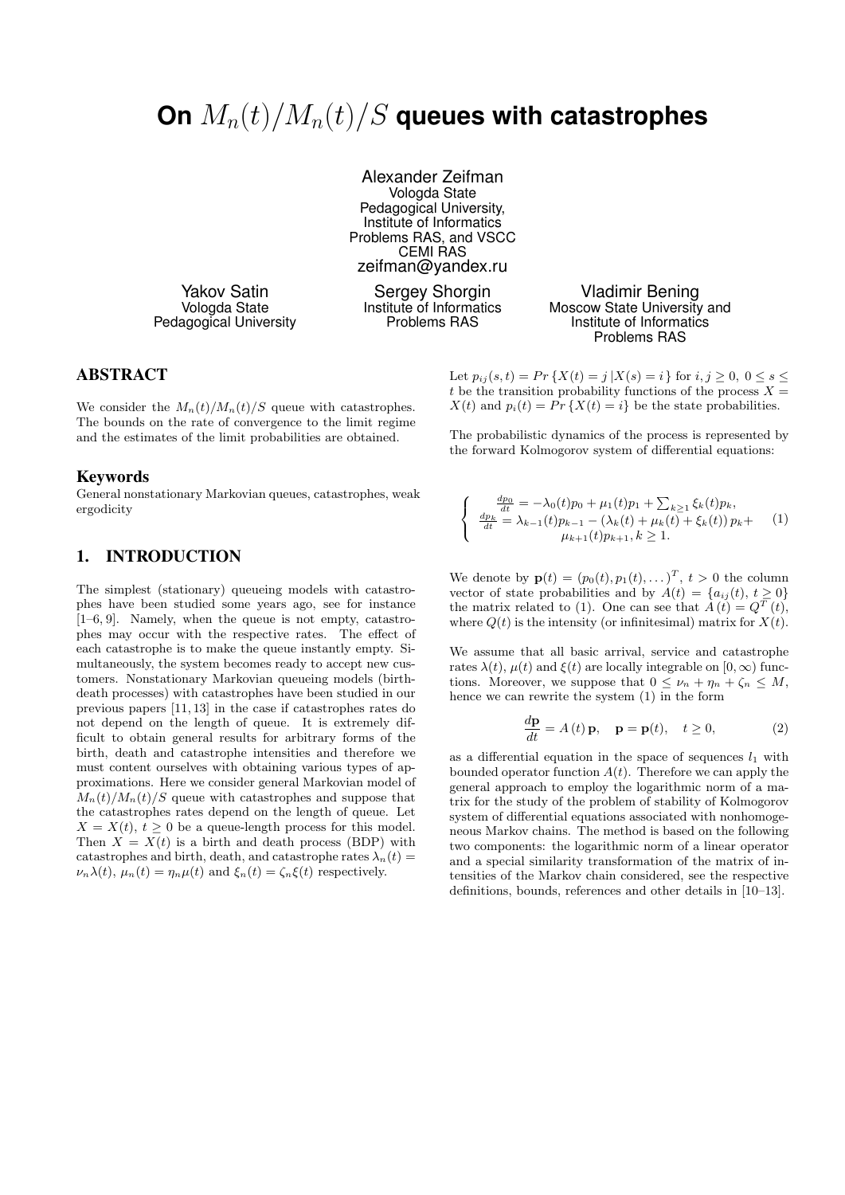# On $M_n(t)/M_n(t)/S$ queues with catastrophes

Alexander Zeifman
Vologda State Pedagogical University, Institute of Informatics Problems RAS, and VSCC CEMI RAS
zeifman@yandex.ru

Yakov Satin
Vologda State Pedagogical University

Sergey Shorgin
Institute of Informatics Problems RAS

Vladimir Bening
Moscow State University and Institute of Informatics Problems RAS

## ABSTRACT

We consider the $M_n(t)/M_n(t)/S$ queue with catastrophes. The bounds on the rate of convergence to the limit regime and the estimates of the limit probabilities are obtained.

## Keywords

General nonstationary Markovian queues, catastrophes, weak ergodicity

## 1. INTRODUCTION

The simplest (stationary) queueing models with catastrophes have been studied some years ago, see for instance [1–6, 9]. Namely, when the queue is not empty, catastrophes may occur with the respective rates. The effect of each catastrophe is to make the queue instantly empty. Simultaneously, the system becomes ready to accept new customers. Nonstationary Markovian queueing models (birth-death processes) with catastrophes have been studied in our previous papers [11, 13] in the case if catastrophes rates do not depend on the length of queue. It is extremely difficult to obtain general results for arbitrary forms of the birth, death and catastrophe intensities and therefore we must content ourselves with obtaining various types of approximations. Here we consider general Markovian model of $M_n(t)/M_n(t)/S$ queue with catastrophes and suppose that the catastrophes rates depend on the length of queue. Let $X = X(t)$, $t \geq 0$ be a queue-length process for this model. Then $X = X(t)$ is a birth and death process (BDP) with catastrophes and birth, death, and catastrophe rates $\lambda_n(t) = \nu_n\lambda(t)$, $\mu_n(t) = \eta_n\mu(t)$ and $\xi_n(t) = \zeta_n\xi(t)$ respectively.

Let $p_{ij}(s,t) = Pr\{X(t) = j\,|X(s) = i\}$ for $i, j \geq 0$, $0 \leq s \leq t$ be the transition probability functions of the process $X = X(t)$ and $p_i(t) = Pr\{X(t) = i\}$ be the state probabilities.

The probabilistic dynamics of the process is represented by the forward Kolmogorov system of differential equations:

$$
\left\{
\begin{array}{c}
\frac{dp_0}{dt} = -\lambda_0(t)p_0 + \mu_1(t)p_1 + \sum_{k\geq 1}\xi_k(t)p_k, \\
\frac{dp_k}{dt} = \lambda_{k-1}(t)p_{k-1} - (\lambda_k(t) + \mu_k(t) + \xi_k(t))\,p_k + \\
\mu_{k+1}(t)p_{k+1}, k \geq 1.
\end{array}
\right. \quad (1)
$$

We denote by $\mathbf{p}(t) = (p_0(t), p_1(t), \dots)^T$, $t > 0$ the column vector of state probabilities and by $A(t) = \{a_{ij}(t),\ t \geq 0\}$ the matrix related to (1). One can see that $A(t) = Q^T(t)$, where $Q(t)$ is the intensity (or infinitesimal) matrix for $X(t)$.

We assume that all basic arrival, service and catastrophe rates $\lambda(t)$, $\mu(t)$ and $\xi(t)$ are locally integrable on $[0, \infty)$ functions. Moreover, we suppose that $0 \leq \nu_n + \eta_n + \zeta_n \leq M$, hence we can rewrite the system (1) in the form

$$
\frac{d\mathbf{p}}{dt} = A(t)\,\mathbf{p}, \quad \mathbf{p} = \mathbf{p}(t), \quad t \geq 0, \quad (2)
$$

as a differential equation in the space of sequences $l_1$ with bounded operator function $A(t)$. Therefore we can apply the general approach to employ the logarithmic norm of a matrix for the study of the problem of stability of Kolmogorov system of differential equations associated with nonhomogeneous Markov chains. The method is based on the following two components: the logarithmic norm of a linear operator and a special similarity transformation of the matrix of intensities of the Markov chain considered, see the respective definitions, bounds, references and other details in [10–13].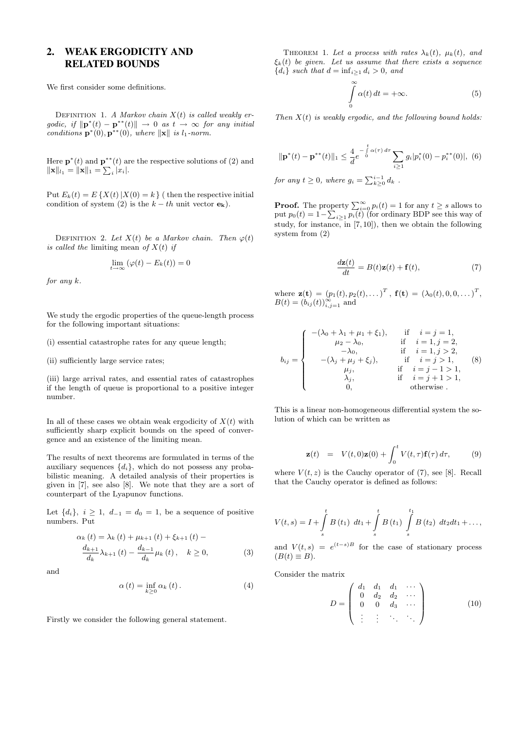## 2. WEAK ERGODICITY AND RELATED BOUNDS

We first consider some definitions.

DEFINITION 1. *A Markov chain $X(t)$ is called weakly ergodic, if $\|\mathbf{p}^*(t) - \mathbf{p}^{**}(t)\| \to 0$ as $t \to \infty$ for any initial conditions $\mathbf{p}^*(0), \mathbf{p}^{**}(0)$, where $\|\mathbf{x}\|$ is $l_1$-norm.*

Here $\mathbf{p}^*(t)$ and $\mathbf{p}^{**}(t)$ are the respective solutions of (2) and $\|\mathbf{x}\|_{l_1} = \|\mathbf{x}\|_1 = \sum_i |x_i|$.

Put $E_k(t) = E\{X(t)\,|X(0) = k\}$ ( then the respective initial condition of system (2) is the $k-th$ unit vector $\mathbf{e_k}$).

DEFINITION 2. *Let $X(t)$ be a Markov chain. Then $\varphi(t)$ is called the* limiting mean *of $X(t)$ if*

$$\lim_{t\to\infty} \left(\varphi(t) - E_k(t)\right) = 0$$

*for any $k$.*

We study the ergodic properties of the queue-length process for the following important situations:

(i) essential catastrophe rates for any queue length;

(ii) sufficiently large service rates;

(iii) large arrival rates, and essential rates of catastrophes if the length of queue is proportional to a positive integer number.

In all of these cases we obtain weak ergodicity of $X(t)$ with sufficiently sharp explicit bounds on the speed of convergence and an existence of the limiting mean.

The results of next theorems are formulated in terms of the auxiliary sequences $\{d_i\}$, which do not possess any probabilistic meaning. A detailed analysis of their properties is given in [7], see also [8]. We note that they are a sort of counterpart of the Lyapunov functions.

Let $\{d_i\}$, $i \geq 1$, $d_{-1} = d_0 = 1$, be a sequence of positive numbers. Put

$$\alpha_k(t) = \lambda_k(t) + \mu_{k+1}(t) + \xi_{k+1}(t) - \frac{d_{k+1}}{d_k}\lambda_{k+1}(t) - \frac{d_{k-1}}{d_k}\mu_k(t), \quad k \geq 0, \tag{3}$$

and

$$\alpha(t) = \inf_{k\geq 0} \alpha_k(t). \tag{4}$$

Firstly we consider the following general statement.

THEOREM 1. *Let a process with rates $\lambda_k(t)$, $\mu_k(t)$, and $\xi_k(t)$ be given. Let us assume that there exists a sequence $\{d_i\}$ such that $d = \inf_{i\geq 1} d_i > 0$, and*

$$\int_0^\infty \alpha(t)\,dt = +\infty. \tag{5}$$

*Then $X(t)$ is weakly ergodic, and the following bound holds:*

$$\|\mathbf{p}^*(t) - \mathbf{p}^{**}(t)\|_1 \leq \frac{4}{d} e^{-\int_0^t \alpha(\tau)\,d\tau} \sum_{i\geq 1} g_i |p_i^*(0) - p_i^{**}(0)|, \tag{6}$$

*for any $t \geq 0$, where $g_i = \sum_{k\geq 0}^{i-1} d_k$ .*

**Proof.** The property $\sum_{i=0}^\infty p_i(t) = 1$ for any $t \geq s$ allows to put $p_0(t) = 1 - \sum_{i\geq 1} p_i(t)$ (for ordinary BDP see this way of study, for instance, in [7, 10]), then we obtain the following system from (2)

$$\frac{d\mathbf{z}(t)}{dt} = B(t)\mathbf{z}(t) + \mathbf{f}(t), \tag{7}$$

where $\mathbf{z(t)} = (p_1(t), p_2(t), \dots)^T$ , $\mathbf{f(t)} = (\lambda_0(t), 0, 0, \dots)^T$, $B(t) = (b_{ij}(t))_{i,j=1}^\infty$ and

$$b_{ij} = \begin{cases} -(\lambda_0 + \lambda_1 + \mu_1 + \xi_1), & \text{if} \quad i = j = 1, \\ \mu_2 - \lambda_0, & \text{if} \quad i = 1, j = 2, \\ -\lambda_0, & \text{if} \quad i = 1, j > 2, \\ -(\lambda_j + \mu_j + \xi_j), & \text{if} \quad i = j > 1, \\ \mu_j, & \text{if} \quad i = j - 1 > 1, \\ \lambda_j, & \text{if} \quad i = j + 1 > 1, \\ 0, & \text{otherwise} . \end{cases} \tag{8}$$

This is a linear non-homogeneous differential system the solution of which can be written as

$$\mathbf{z}(t) \;=\; V(t,0)\mathbf{z}(0) + \int_0^t V(t,\tau)\mathbf{f}(\tau)\,d\tau, \tag{9}$$

where $V(t, z)$ is the Cauchy operator of (7), see [8]. Recall that the Cauchy operator is defined as follows:

$$V(t,s) = I + \int_s^t B(t_1)\;dt_1 + \int_s^t B(t_1) \int_s^{t_1} B(t_2)\;dt_2 dt_1 + \dots,$$

and $V(t,s) = e^{(t-s)B}$ for the case of stationary process ($B(t) \equiv B$).

Consider the matrix

$$D = \begin{pmatrix} d_1 & d_1 & d_1 & \cdots \\ 0 & d_2 & d_2 & \cdots \\ 0 & 0 & d_3 & \cdots \\ \vdots & \vdots & \ddots & \ddots \end{pmatrix} \tag{10}$$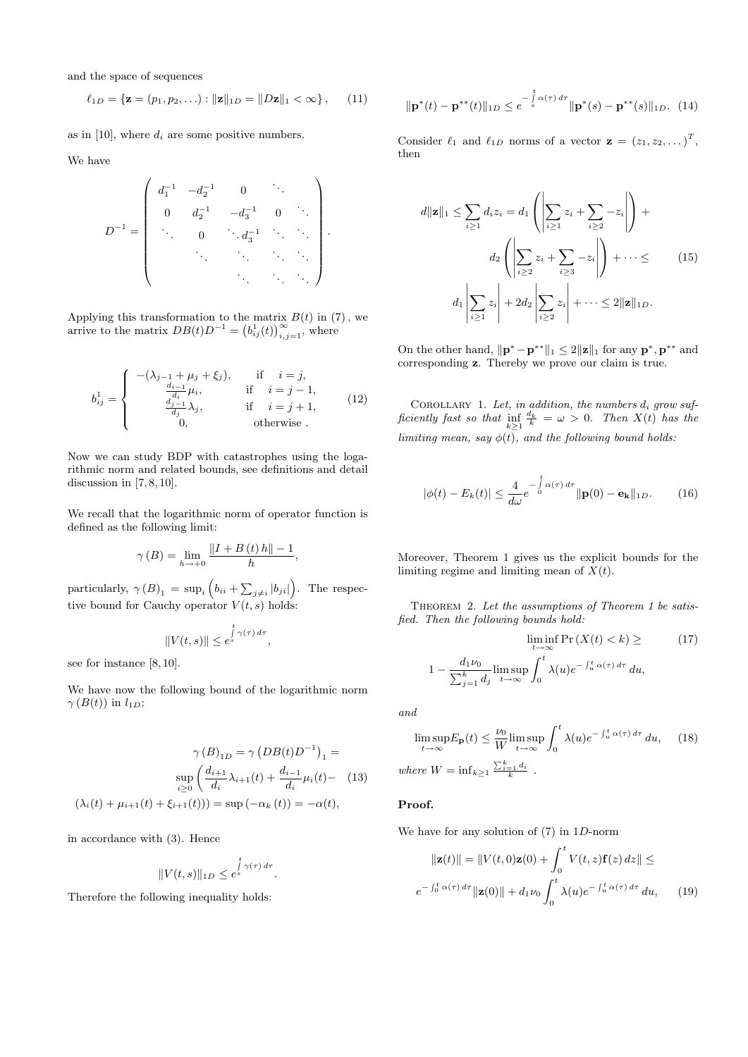and the space of sequences

$$\ell_{1D} = \{\mathbf{z} = (p_1, p_2, \ldots) : \|\mathbf{z}\|_{1D} = \|D\mathbf{z}\|_1 < \infty\}, \qquad (11)$$

as in [10], where $d_i$ are some positive numbers.

We have

$$D^{-1} = \begin{pmatrix} d_1^{-1} & -d_2^{-1} & 0 & \ddots & \\ 0 & d_2^{-1} & -d_3^{-1} & 0 & \ddots \\ \ddots & 0 & \ddots\, d_3^{-1} & \ddots & \ddots \\ & \ddots & \ddots & \ddots & \ddots \\ & & \ddots & \ddots & \ddots \end{pmatrix}.$$

Applying this transformation to the matrix $B(t)$ in (7), we arrive to the matrix $DB(t)D^{-1} = \left(b_{ij}^1(t)\right)_{i,j=1}^{\infty}$, where

$$b_{ij}^1 = \begin{cases} -(\lambda_{j-1} + \mu_j + \xi_j), & \text{if} \quad i = j, \\ \frac{d_{i-1}}{d_i}\mu_i, & \text{if} \quad i = j-1, \\ \frac{d_{j-1}}{d_j}\lambda_j, & \text{if} \quad i = j+1, \\ 0, & \text{otherwise}. \end{cases} \qquad (12)$$

Now we can study BDP with catastrophes using the logarithmic norm and related bounds, see definitions and detail discussion in [7, 8, 10].

We recall that the logarithmic norm of operator function is defined as the following limit:

$$\gamma(B) = \lim_{h \to +0} \frac{\|I + B(t)h\| - 1}{h},$$

particularly, $\gamma(B)_1 = \sup_i \left(b_{ii} + \sum_{j \neq i} |b_{ji}|\right)$. The respective bound for Cauchy operator $V(t,s)$ holds:

$$\|V(t,s)\| \leq e^{\int_s^t \gamma(\tau)\, d\tau},$$

see for instance [8, 10].

We have now the following bound of the logarithmic norm $\gamma(B(t))$ in $l_{1D}$:

$$\gamma(B)_{1D} = \gamma\left(DB(t)D^{-1}\right)_1 = \sup_{i \geq 0}\left(\frac{d_{i+1}}{d_i}\lambda_{i+1}(t) + \frac{d_{i-1}}{d_i}\mu_i(t) - (\lambda_i(t) + \mu_{i+1}(t) + \xi_{i+1}(t))\right) = \sup(-\alpha_k(t)) = -\alpha(t), \qquad (13)$$

in accordance with (3). Hence

$$\|V(t,s)\|_{1D} \leq e^{\int_s^t \gamma(\tau)\, d\tau}.$$

Therefore the following inequality holds:

$$\|\mathbf{p}^*(t) - \mathbf{p}^{**}(t)\|_{1D} \leq e^{-\int_s^t \alpha(\tau)\, d\tau}\|\mathbf{p}^*(s) - \mathbf{p}^{**}(s)\|_{1D}. \qquad (14)$$

Consider $\ell_1$ and $\ell_{1D}$ norms of a vector $\mathbf{z} = (z_1, z_2, \ldots)^T$, then

$$d\|\mathbf{z}\|_1 \leq \sum_{i \geq 1} d_i z_i = d_1\left(\left|\sum_{i \geq 1} z_i + \sum_{i \geq 2} -z_i\right|\right) + d_2\left(\left|\sum_{i \geq 2} z_i + \sum_{i \geq 3} -z_i\right|\right) + \cdots \leq d_1\left|\sum_{i \geq 1} z_i\right| + 2d_2\left|\sum_{i \geq 2} z_i\right| + \cdots \leq 2\|\mathbf{z}\|_{1D}. \qquad (15)$$

On the other hand, $\|\mathbf{p}^* - \mathbf{p}^{**}\|_1 \leq 2\|\mathbf{z}\|_1$ for any $\mathbf{p}^*, \mathbf{p}^{**}$ and corresponding $\mathbf{z}$. Thereby we prove our claim is true.

Corollary 1. *Let, in addition, the numbers $d_i$ grow sufficiently fast so that $\inf\limits_{k \geq 1} \frac{d_k}{k} = \omega > 0$. Then $X(t)$ has the limiting mean, say $\phi(t)$, and the following bound holds:*

$$|\phi(t) - E_k(t)| \leq \frac{4}{d\omega} e^{-\int_0^t \alpha(\tau)\, d\tau}\|\mathbf{p}(0) - \mathbf{e_k}\|_{1D}. \qquad (16)$$

Moreover, Theorem 1 gives us the explicit bounds for the limiting regime and limiting mean of $X(t)$.

Theorem 2. *Let the assumptions of Theorem 1 be satisfied. Then the following bounds hold:*

$$\liminf_{t \to \infty} \Pr(X(t) < k) \geq 1 - \frac{d_1 \nu_0}{\sum_{j=1}^k d_j} \limsup_{t \to \infty} \int_0^t \lambda(u) e^{-\int_u^t \alpha(\tau)\, d\tau}\, du, \qquad (17)$$

*and*

$$\limsup_{t \to \infty} E_{\mathbf{p}}(t) \leq \frac{\nu_0}{W} \limsup_{t \to \infty} \int_0^t \lambda(u) e^{-\int_u^t \alpha(\tau)\, d\tau}\, du, \qquad (18)$$

*where $W = \inf_{k \geq 1} \frac{\sum_{i=1}^k d_i}{k}$.*

**Proof.**

We have for any solution of (7) in $1D$-norm

$$\|\mathbf{z}(t)\| = \|V(t,0)\mathbf{z}(0) + \int_0^t V(t,z)\mathbf{f}(z)\, dz\| \leq e^{-\int_0^t \alpha(\tau)\, d\tau}\|\mathbf{z}(0)\| + d_1 \nu_0 \int_0^t \lambda(u) e^{-\int_u^t \alpha(\tau)\, d\tau}\, du, \qquad (19)$$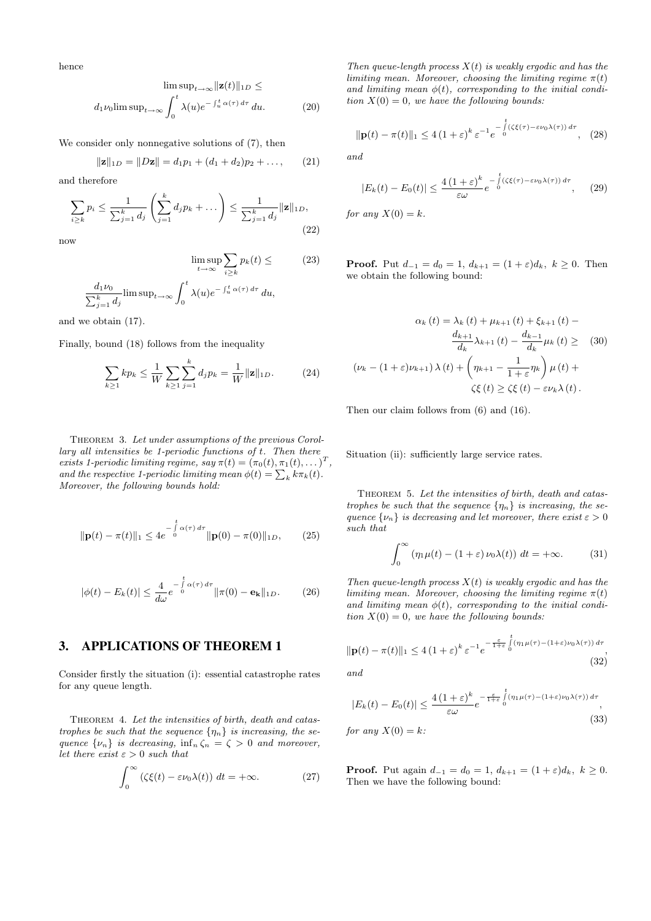hence

$$\limsup_{t\to\infty}\|\mathbf{z}(t)\|_{1D} \leq d_1\nu_0 \limsup_{t\to\infty}\int_0^t \lambda(u) e^{-\int_u^t \alpha(\tau)\,d\tau}\,du. \tag{20}$$

We consider only nonnegative solutions of (7), then

$$\|\mathbf{z}\|_{1D} = \|D\mathbf{z}\| = d_1 p_1 + (d_1+d_2)p_2 + \dots, \tag{21}$$

and therefore

$$\sum_{i\geq k} p_i \leq \frac{1}{\sum_{j=1}^k d_j}\left(\sum_{j=1}^k d_j p_k + \dots\right) \leq \frac{1}{\sum_{j=1}^k d_j}\|\mathbf{z}\|_{1D}, \tag{22}$$

now

$$\limsup_{t\to\infty}\sum_{i\geq k} p_k(t) \leq \frac{d_1\nu_0}{\sum_{j=1}^k d_j}\limsup_{t\to\infty}\int_0^t \lambda(u) e^{-\int_u^t \alpha(\tau)\,d\tau}\,du, \tag{23}$$

and we obtain (17).

Finally, bound (18) follows from the inequality

$$\sum_{k\geq 1} k p_k \leq \frac{1}{W}\sum_{k\geq 1}\sum_{j=1}^k d_j p_k = \frac{1}{W}\|\mathbf{z}\|_{1D}. \tag{24}$$

Theorem 3. *Let under assumptions of the previous Corollary all intensities be 1-periodic functions of $t$. Then there exists 1-periodic limiting regime, say $\pi(t) = (\pi_0(t), \pi_1(t), \dots)^T$, and the respective 1-periodic limiting mean $\phi(t) = \sum_k k\pi_k(t)$. Moreover, the following bounds hold:*

$$\|\mathbf{p}(t) - \pi(t)\|_1 \leq 4e^{-\int\limits_0^t \alpha(\tau)\,d\tau}\|\mathbf{p}(0) - \pi(0)\|_{1D}, \tag{25}$$

$$|\phi(t) - E_k(t)| \leq \frac{4}{d\omega}e^{-\int\limits_0^t \alpha(\tau)\,d\tau}\|\pi(0) - \mathbf{e_k}\|_{1D}. \tag{26}$$

## 3. APPLICATIONS OF THEOREM 1

Consider firstly the situation (i): essential catastrophe rates for any queue length.

Theorem 4. *Let the intensities of birth, death and catastrophes be such that the sequence $\{\eta_n\}$ is increasing, the sequence $\{\nu_n\}$ is decreasing, $\inf_n \zeta_n = \zeta > 0$ and moreover, let there exist $\varepsilon > 0$ such that*

$$\int_0^\infty (\zeta\xi(t) - \varepsilon\nu_0\lambda(t))\,dt = +\infty. \tag{27}$$

*Then queue-length process $X(t)$ is weakly ergodic and has the limiting mean. Moreover, choosing the limiting regime $\pi(t)$ and limiting mean $\phi(t)$, corresponding to the initial condition $X(0) = 0$, we have the following bounds:*

$$\|\mathbf{p}(t) - \pi(t)\|_1 \leq 4(1+\varepsilon)^k \varepsilon^{-1} e^{-\int\limits_0^t (\zeta\xi(\tau) - \varepsilon\nu_0\lambda(\tau))\,d\tau}, \tag{28}$$

*and*

$$|E_k(t) - E_0(t)| \leq \frac{4(1+\varepsilon)^k}{\varepsilon\omega} e^{-\int\limits_0^t (\zeta\xi(\tau) - \varepsilon\nu_0\lambda(\tau))\,d\tau}, \tag{29}$$

*for any $X(0) = k$.*

**Proof.** Put $d_{-1} = d_0 = 1$, $d_{k+1} = (1+\varepsilon)d_k$, $k \geq 0$. Then we obtain the following bound:

$$\begin{aligned}\alpha_k(t) &= \lambda_k(t) + \mu_{k+1}(t) + \xi_{k+1}(t) - \frac{d_{k+1}}{d_k}\lambda_{k+1}(t) - \frac{d_{k-1}}{d_k}\mu_k(t) \geq \\ &(\nu_k - (1+\varepsilon)\nu_{k+1})\lambda(t) + \left(\eta_{k+1} - \frac{1}{1+\varepsilon}\eta_k\right)\mu(t) + \\ &\zeta\xi(t) \geq \zeta\xi(t) - \varepsilon\nu_k\lambda(t).\end{aligned} \tag{30}$$

Then our claim follows from (6) and (16).

Situation (ii): sufficiently large service rates.

Theorem 5. *Let the intensities of birth, death and catastrophes be such that the sequence $\{\eta_n\}$ is increasing, the sequence $\{\nu_n\}$ is decreasing and let moreover, there exist $\varepsilon > 0$ such that*

$$\int_0^\infty (\eta_1\mu(t) - (1+\varepsilon)\nu_0\lambda(t))\,dt = +\infty. \tag{31}$$

*Then queue-length process $X(t)$ is weakly ergodic and has the limiting mean. Moreover, choosing the limiting regime $\pi(t)$ and limiting mean $\phi(t)$, corresponding to the initial condition $X(0) = 0$, we have the following bounds:*

$$\|\mathbf{p}(t) - \pi(t)\|_1 \leq 4(1+\varepsilon)^k \varepsilon^{-1} e^{-\frac{\varepsilon}{1+\varepsilon}\int\limits_0^t (\eta_1\mu(\tau) - (1+\varepsilon)\nu_0\lambda(\tau))\,d\tau}, \tag{32}$$

*and*

$$|E_k(t) - E_0(t)| \leq \frac{4(1+\varepsilon)^k}{\varepsilon\omega} e^{-\frac{\varepsilon}{1+\varepsilon}\int\limits_0^t (\eta_1\mu(\tau) - (1+\varepsilon)\nu_0\lambda(\tau))\,d\tau}, \tag{33}$$

*for any $X(0) = k$:*

**Proof.** Put again $d_{-1} = d_0 = 1$, $d_{k+1} = (1+\varepsilon)d_k$, $k \geq 0$. Then we have the following bound: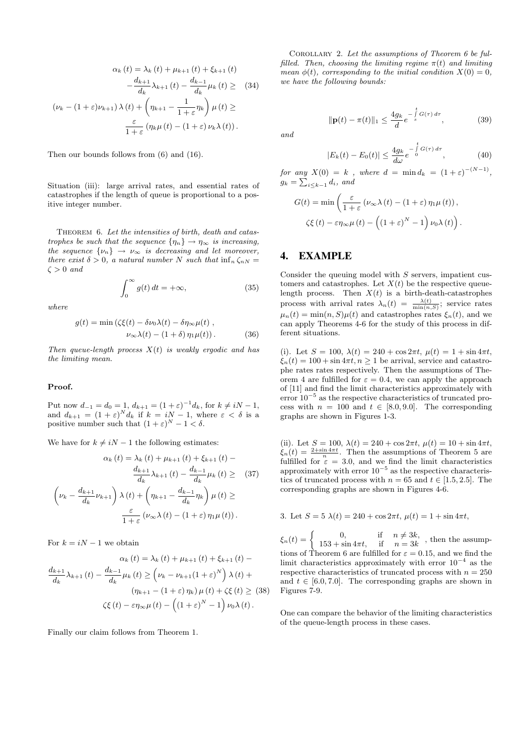$$
\begin{aligned}
\alpha_k(t) &= \lambda_k(t) + \mu_{k+1}(t) + \xi_{k+1}(t) \\
&\quad - \frac{d_{k+1}}{d_k}\lambda_{k+1}(t) - \frac{d_{k-1}}{d_k}\mu_k(t) \geq \quad (34) \\
(\nu_k - (1+\varepsilon)\nu_{k+1})\,\lambda(t) &+ \left(\eta_{k+1} - \frac{1}{1+\varepsilon}\eta_k\right)\mu(t) \geq \\
&\frac{\varepsilon}{1+\varepsilon}\left(\eta_k \mu(t) - (1+\varepsilon)\,\nu_k \lambda(t)\right).
\end{aligned}
$$

Then our bounds follows from (6) and (16).

Situation (iii): large arrival rates, and essential rates of catastrophes if the length of queue is proportional to a positive integer number.

Theorem 6. *Let the intensities of birth, death and catastrophes be such that the sequence $\{\eta_n\} \to \eta_\infty$ is increasing, the sequence $\{\nu_n\} \to \nu_\infty$ is decreasing and let moreover, there exist $\delta > 0$, a natural number $N$ such that $\inf_n \zeta_{nN} = \zeta > 0$ and*

$$
\int_0^\infty g(t)\,dt = +\infty, \tag{35}
$$

*where*

$$
\begin{aligned}
g(t) = \min\big(\zeta\xi(t) - \delta\nu_0\lambda(t) - \delta\eta_\infty\mu(t)\,&, \\
\nu_\infty\lambda(t) - (1+\delta)\,\eta_1\mu(t)\big)&. \quad (36)
\end{aligned}
$$

*Then queue-length process $X(t)$ is weakly ergodic and has the limiting mean.*

**Proof.**

Put now $d_{-1} = d_0 = 1$, $d_{k+1} = (1+\varepsilon)^{-1} d_k$, for $k \neq iN-1$, and $d_{k+1} = (1+\varepsilon)^N d_k$ if $k = iN-1$, where $\varepsilon < \delta$ is a positive number such that $(1+\varepsilon)^N - 1 < \delta$.

We have for $k \neq iN-1$ the following estimates:

$$
\begin{aligned}
\alpha_k(t) = \lambda_k(t) + \mu_{k+1}(t) + \xi_{k+1}(t) &- \\
\frac{d_{k+1}}{d_k}\lambda_{k+1}(t) - \frac{d_{k-1}}{d_k}\mu_k(t) &\geq \quad (37) \\
\left(\nu_k - \frac{d_{k+1}}{d_k}\nu_{k+1}\right)\lambda(t) + \left(\eta_{k+1} - \frac{d_{k-1}}{d_k}\eta_k\right)\mu(t) &\geq \\
\frac{\varepsilon}{1+\varepsilon}\left(\nu_\infty\lambda(t) - (1+\varepsilon)\,\eta_1\mu(t)\right)&.
\end{aligned}
$$

For $k = iN-1$ we obtain

$$
\begin{aligned}
\alpha_k(t) = \lambda_k(t) + \mu_{k+1}(t) + \xi_{k+1}(t) &- \\
\frac{d_{k+1}}{d_k}\lambda_{k+1}(t) - \frac{d_{k-1}}{d_k}\mu_k(t) \geq \left(\nu_k - \nu_{k+1}(1+\varepsilon)^N\right)\lambda(t) &+ \\
(\eta_{k+1} - (1+\varepsilon)\,\eta_k)\,\mu(t) + \zeta\xi(t) &\geq \quad (38) \\
\zeta\xi(t) - \varepsilon\eta_\infty\mu(t) - \left((1+\varepsilon)^N - 1\right)\nu_0\lambda(t)&.
\end{aligned}
$$

Finally our claim follows from Theorem 1.

Corollary 2. *Let the assumptions of Theorem 6 be fulfilled. Then, choosing the limiting regime $\pi(t)$ and limiting mean $\phi(t)$, corresponding to the initial condition $X(0) = 0$, we have the following bounds:*

$$
\|\mathbf{p}(t) - \pi(t)\|_1 \leq \frac{4g_k}{d} e^{-\int_s^t G(\tau)\,d\tau}, \tag{39}
$$

*and*

$$
|E_k(t) - E_0(t)| \leq \frac{4g_k}{d\omega} e^{-\int_0^t G(\tau)\,d\tau}, \tag{40}
$$

*for any $X(0) = k$ , where $d = \min d_k = (1+\varepsilon)^{-(N-1)}$, $g_k = \sum_{i \leq k-1} d_i$, and*

$$
\begin{aligned}
G(t) = \min\bigg(&\frac{\varepsilon}{1+\varepsilon}\left(\nu_\infty\lambda(t) - (1+\varepsilon)\,\eta_1\mu(t)\right), \\
&\zeta\xi(t) - \varepsilon\eta_\infty\mu(t) - \left((1+\varepsilon)^N - 1\right)\nu_0\lambda(t)\bigg).
\end{aligned}
$$

# 4. EXAMPLE

Consider the queuing model with $S$ servers, impatient customers and catastrophes. Let $X(t)$ be the respective queue-length process. Then $X(t)$ is a birth-death-catastrophes process with arrival rates $\lambda_n(t) = \frac{\lambda(t)}{\min(n,S)}$; service rates $\mu_n(t) = \min(n,S)\mu(t)$ and catastrophes rates $\xi_n(t)$, and we can apply Theorems 4-6 for the study of this process in different situations.

(i). Let $S = 100$, $\lambda(t) = 240 + \cos 2\pi t$, $\mu(t) = 1 + \sin 4\pi t$, $\xi_n(t) = 100 + \sin 4\pi t, n \geq 1$ be arrival, service and catastrophe rates rates respectively. Then the assumptions of Theorem 4 are fulfilled for $\varepsilon = 0.4$, we can apply the approach of [11] and find the limit characteristics approximately with error $10^{-5}$ as the respective characteristics of truncated process with $n = 100$ and $t \in [8.0, 9.0]$. The corresponding graphs are shown in Figures 1-3.

(ii). Let $S = 100$, $\lambda(t) = 240 + \cos 2\pi t$, $\mu(t) = 10 + \sin 4\pi t$, $\xi_n(t) = \frac{2+\sin 4\pi t}{n}$. Then the assumptions of Theorem 5 are fulfilled for $\varepsilon = 3.0$, and we find the limit characteristics approximately with error $10^{-5}$ as the respective characteristics of truncated process with $n = 65$ and $t \in [1.5, 2.5]$. The corresponding graphs are shown in Figures 4-6.

3. Let $S = 5$ $\lambda(t) = 240 + \cos 2\pi t$, $\mu(t) = 1 + \sin 4\pi t$,

$\xi_n(t) = \begin{cases} 0, & \text{if } \ n \neq 3k, \\ 153 + \sin 4\pi t, & \text{if } \ n = 3k \end{cases}$ , then the assumptions of Theorem 6 are fulfilled for $\varepsilon = 0.15$, and we find the limit characteristics approximately with error $10^{-4}$ as the respective characteristics of truncated process with $n = 250$ and $t \in [6.0, 7.0]$. The corresponding graphs are shown in Figures 7-9.

One can compare the behavior of the limiting characteristics of the queue-length process in these cases.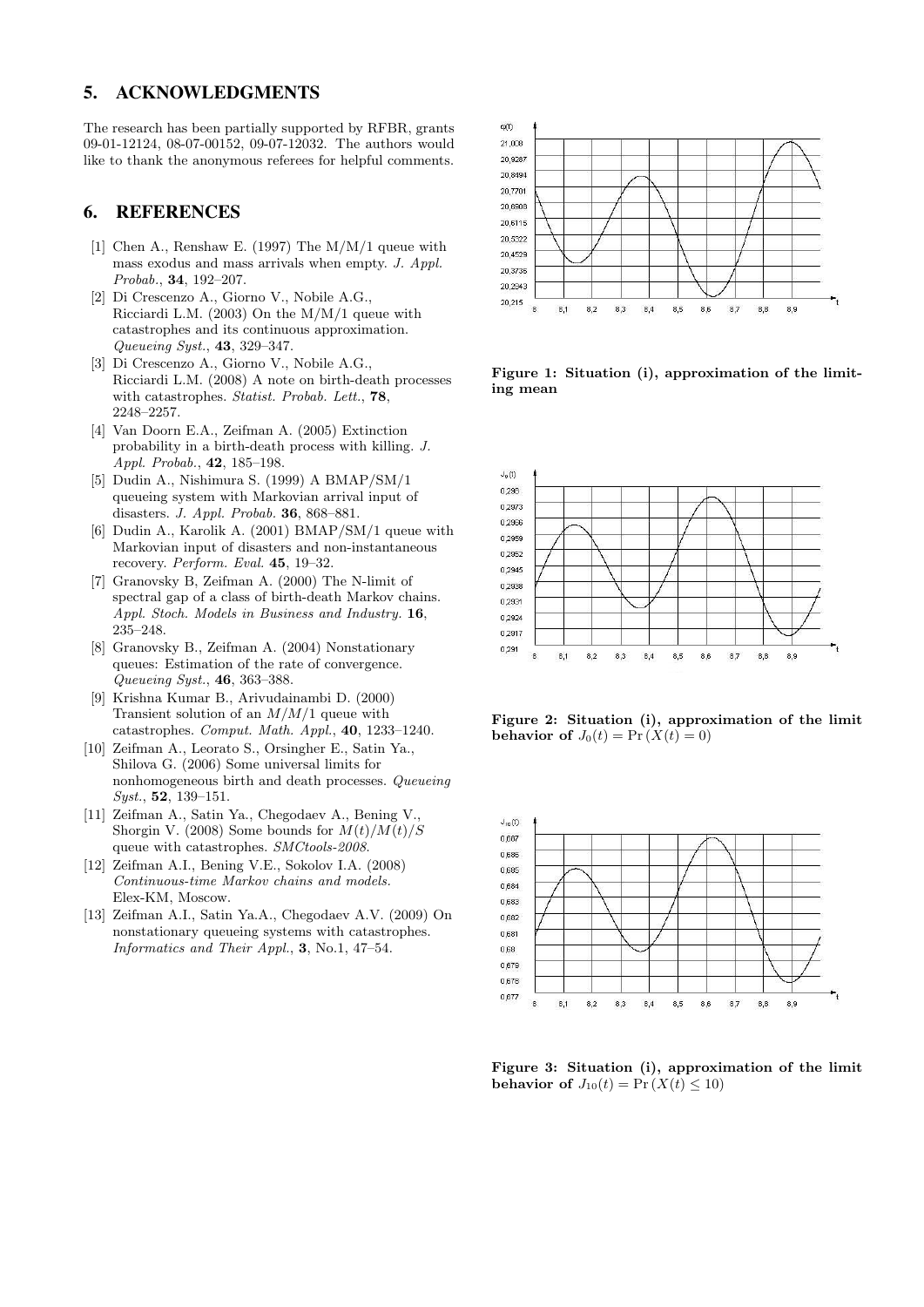## 5. ACKNOWLEDGMENTS

The research has been partially supported by RFBR, grants 09-01-12124, 08-07-00152, 09-07-12032. The authors would like to thank the anonymous referees for helpful comments.

## 6. REFERENCES

- [1] Chen A., Renshaw E. (1997) The M/M/1 queue with mass exodus and mass arrivals when empty. *J. Appl. Probab.*, **34**, 192–207.
- [2] Di Crescenzo A., Giorno V., Nobile A.G., Ricciardi L.M. (2003) On the M/M/1 queue with catastrophes and its continuous approximation. *Queueing Syst.*, **43**, 329–347.
- [3] Di Crescenzo A., Giorno V., Nobile A.G., Ricciardi L.M. (2008) A note on birth-death processes with catastrophes. *Statist. Probab. Lett.*, **78**, 2248–2257.
- [4] Van Doorn E.A., Zeifman A. (2005) Extinction probability in a birth-death process with killing. *J. Appl. Probab.*, **42**, 185–198.
- [5] Dudin A., Nishimura S. (1999) A BMAP/SM/1 queueing system with Markovian arrival input of disasters. *J. Appl. Probab.* **36**, 868–881.
- [6] Dudin A., Karolik A. (2001) BMAP/SM/1 queue with Markovian input of disasters and non-instantaneous recovery. *Perform. Eval.* **45**, 19–32.
- [7] Granovsky B, Zeifman A. (2000) The N-limit of spectral gap of a class of birth-death Markov chains. *Appl. Stoch. Models in Business and Industry.* **16**, 235–248.
- [8] Granovsky B., Zeifman A. (2004) Nonstationary queues: Estimation of the rate of convergence. *Queueing Syst.*, **46**, 363–388.
- [9] Krishna Kumar B., Arivudainambi D. (2000) Transient solution of an $M/M/1$ queue with catastrophes. *Comput. Math. Appl.*, **40**, 1233–1240.
- [10] Zeifman A., Leorato S., Orsingher E., Satin Ya., Shilova G. (2006) Some universal limits for nonhomogeneous birth and death processes. *Queueing Syst.*, **52**, 139–151.
- [11] Zeifman A., Satin Ya., Chegodaev A., Bening V., Shorgin V. (2008) Some bounds for $M(t)/M(t)/S$ queue with catastrophes. *SMCtools-2008*.
- [12] Zeifman A.I., Bening V.E., Sokolov I.A. (2008) *Continuous-time Markov chains and models.* Elex-KM, Moscow.
- [13] Zeifman A.I., Satin Ya.A., Chegodaev A.V. (2009) On nonstationary queueing systems with catastrophes. *Informatics and Their Appl.*, **3**, No.1, 47–54.

**Figure 1: Situation (i), approximation of the limiting mean**

**Figure 2: Situation (i), approximation of the limit behavior of $J_0(t) = \Pr(X(t) = 0)$**

**Figure 3: Situation (i), approximation of the limit behavior of $J_{10}(t) = \Pr(X(t) \leq 10)$**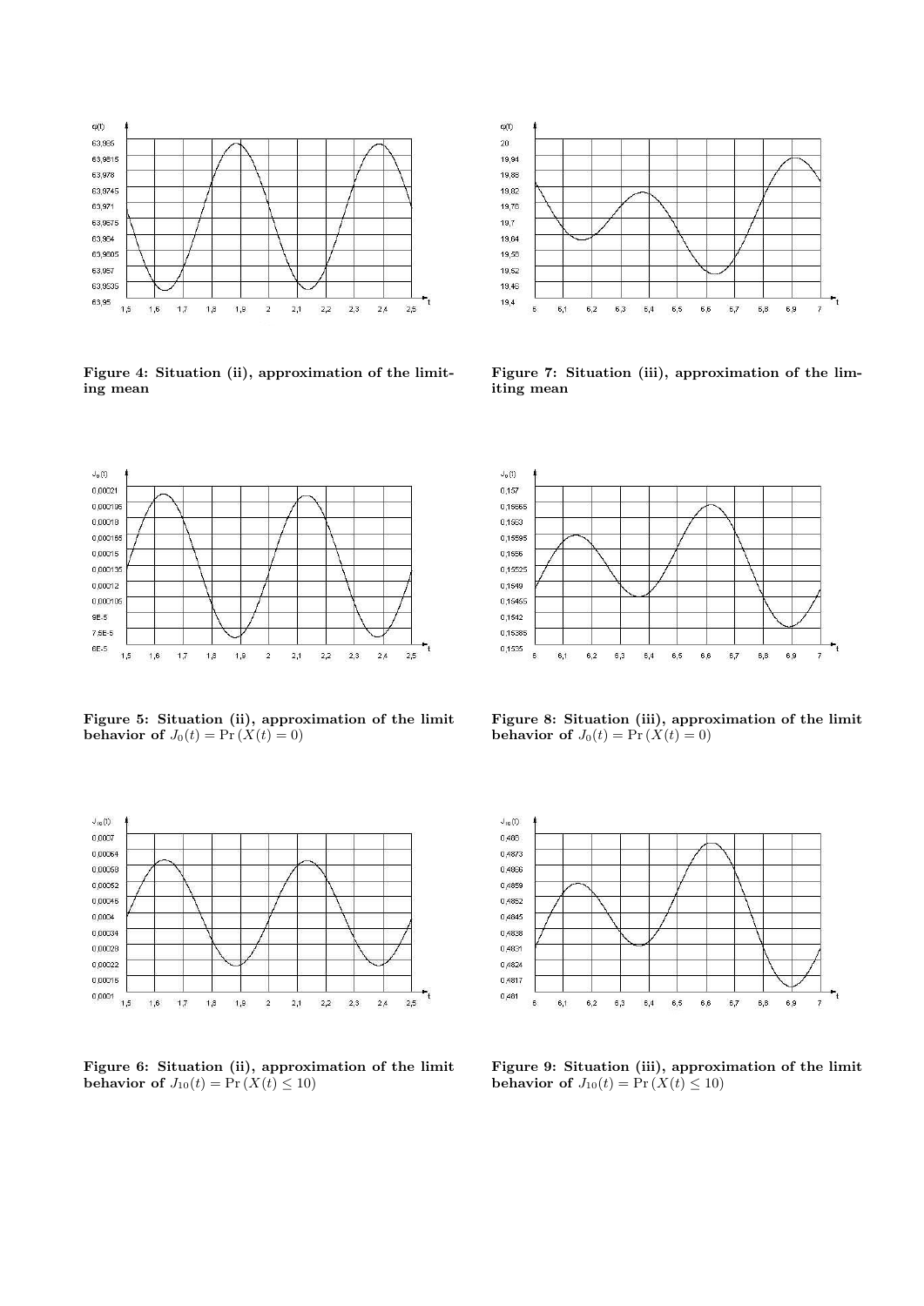a(t)

63,985
63,9815
63,978
63,9745
63,971
63,9675
63,964
63,9605
63,957
63,9535
63,95

1,5 1,6 1,7 1,8 1,9 2 2,1 2,2 2,3 2,4 2,5 t

**Figure 4: Situation (ii), approximation of the limiting mean**

a(t)

20
19,94
19,88
19,82
19,76
19,7
19,64
19,58
19,52
19,46
19,4

6 6,1 6,2 6,3 6,4 6,5 6,6 6,7 6,8 6,9 7 t

**Figure 7: Situation (iii), approximation of the limiting mean**

$J_0(t)$

0,00021
0,000195
0,00018
0,000165
0,00015
0,000135
0,00012
0,000105
9E-5
7,5E-5
6E-5

1,5 1,6 1,7 1,8 1,9 2 2,1 2,2 2,3 2,4 2,5 t

**Figure 5: Situation (ii), approximation of the limit behavior of $J_0(t) = \Pr(X(t) = 0)$**

$J_0(t)$

0,157
0,15665
0,1563
0,15595
0,1556
0,15525
0,1549
0,15455
0,1542
0,15385
0,1535

6 6,1 6,2 6,3 6,4 6,5 6,6 6,7 6,8 6,9 7 t

**Figure 8: Situation (iii), approximation of the limit behavior of $J_0(t) = \Pr(X(t) = 0)$**

$J_{10}(t)$

0,0007
0,00064
0,00058
0,00052
0,00046
0,0004
0,00034
0,00028
0,00022
0,00016
0,0001

1,5 1,6 1,7 1,8 1,9 2 2,1 2,2 2,3 2,4 2,5 t

**Figure 6: Situation (ii), approximation of the limit behavior of $J_{10}(t) = \Pr(X(t) \leq 10)$**

$J_{10}(t)$

0,488
0,4873
0,4866
0,4859
0,4852
0,4845
0,4838
0,4831
0,4824
0,4817
0,481

6 6,1 6,2 6,3 6,4 6,5 6,6 6,7 6,8 6,9 7 t

**Figure 9: Situation (iii), approximation of the limit behavior of $J_{10}(t) = \Pr(X(t) \leq 10)$**